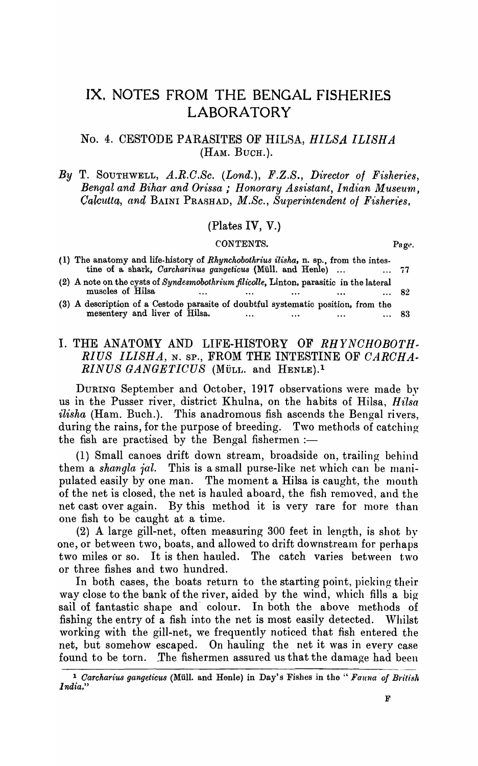# IX. NOTES FROM THE BENGAL FISHERIES LABORATORY

## No. 4. CESTODE PARASITES OF HILSA, *HILSA ILISHA* (HAM. BUCH.).

*By* T. SOUTHWELL, *A.R.C.Sc. (Lond.), F.Z.S., Director of Fisheries, Bengal and Bihar and Orissa ; Honorary Assistant, Indian Museum, Calcutta, and* BAINI PRASHAD, *M.Sc., Superintendent of Fisheries.*

(Plates IV, V.)

CONTENTS.

| | Page. |
|---|---|
| (1) The anatomy and life-history of *Rhynchobothrius ilisha*, n. sp., from the intestine of a shark, *Carcharinus gangeticus* (Müll. and Henle) ... | 77 |
| (2) A note on the cysts of *Syndesmobothrium filicolle*, Linton, parasitic in the lateral muscles of Hilsa ... | 82 |
| (3) A description of a Cestode parasite of doubtful systematic position, from the mesentery and liver of Hilsa. ... | 83 |

## I. THE ANATOMY AND LIFE-HISTORY OF *RHYNCHOBOTHRIUS ILISHA*, N. SP., FROM THE INTESTINE OF *CARCHARINUS GANGETICUS* (MÜLL. and HENLE).[1]

DURING September and October, 1917 observations were made by us in the Pusser river, district Khulna, on the habits of Hilsa, *Hilsa ilisha* (Ham. Buch.). This anadromous fish ascends the Bengal rivers, during the rains, for the purpose of breeding. Two methods of catching the fish are practised by the Bengal fishermen :—

(1) Small canoes drift down stream, broadside on, trailing behind them a *shangla jal*. This is a small purse-like net which can be manipulated easily by one man. The moment a Hilsa is caught, the mouth of the net is closed, the net is hauled aboard, the fish removed, and the net cast over again. By this method it is very rare for more than one fish to be caught at a time.

(2) A large gill-net, often measuring 300 feet in length, is shot by one, or between two, boats, and allowed to drift downstream for perhaps two miles or so. It is then hauled. The catch varies between two or three fishes and two hundred.

In both cases, the boats return to the starting point, picking their way close to the bank of the river, aided by the wind, which fills a big sail of fantastic shape and colour. In both the above methods of fishing the entry of a fish into the net is most easily detected. Whilst working with the gill-net, we frequently noticed that fish entered the net, but somehow escaped. On hauling the net it was in every case found to be torn. The fishermen assured us that the damage had been

[1] *Carcharius gangeticus* (Müll. and Henle) in Day's Fishes in the "*Fauna of British India*."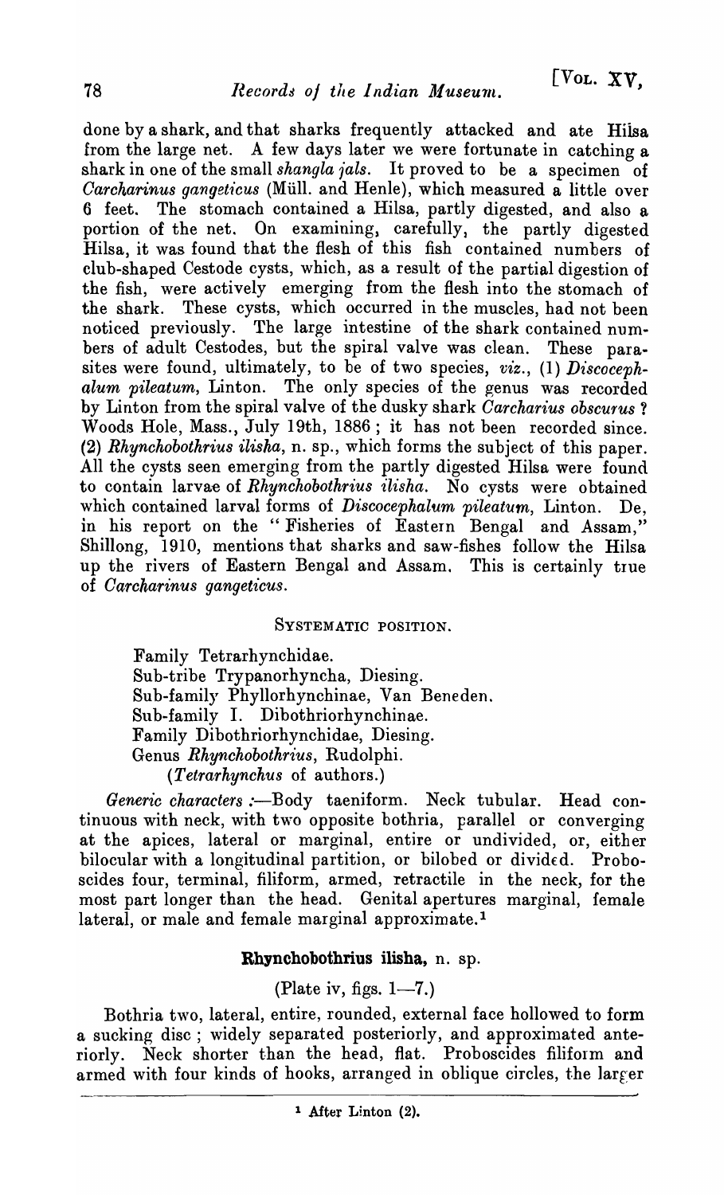done by a shark, and that sharks frequently attacked and ate Hilsa from the large net. A few days later we were fortunate in catching a shark in one of the small *shangla jals*. It proved to be a specimen of *Carcharinus gangeticus* (Müll. and Henle), which measured a little over 6 feet. The stomach contained a Hilsa, partly digested, and also a portion of the net. On examining, carefully, the partly digested Hilsa, it was found that the flesh of this fish contained numbers of club-shaped Cestode cysts, which, as a result of the partial digestion of the fish, were actively emerging from the flesh into the stomach of the shark. These cysts, which occurred in the muscles, had not been noticed previously. The large intestine of the shark contained numbers of adult Cestodes, but the spiral valve was clean. These parasites were found, ultimately, to be of two species, *viz.*, (1) *Discocephalum pileatum*, Linton. The only species of the genus was recorded by Linton from the spiral valve of the dusky shark *Carcharius obscurus* ? Woods Hole, Mass., July 19th, 1886; it has not been recorded since. (2) *Rhynchobothrius ilisha*, n. sp., which forms the subject of this paper. All the cysts seen emerging from the partly digested Hilsa were found to contain larvae of *Rhynchobothrius ilisha*. No cysts were obtained which contained larval forms of *Discocephalum pileatum*, Linton. De, in his report on the "Fisheries of Eastern Bengal and Assam," Shillong, 1910, mentions that sharks and saw-fishes follow the Hilsa up the rivers of Eastern Bengal and Assam. This is certainly true of *Carcharinus gangeticus*.

## SYSTEMATIC POSITION.

Family Tetrarhynchidae.
Sub-tribe Trypanorhyncha, Diesing.
Sub-family Phyllorhynchinae, Van Beneden.
Sub-family I. Dibothriorhynchinae.
Family Dibothriorhynchidae, Diesing.
Genus *Rhynchobothrius*, Rudolphi.
(*Tetrarhynchus* of authors.)

*Generic characters* :—Body taeniform. Neck tubular. Head continuous with neck, with two opposite bothria, parallel or converging at the apices, lateral or marginal, entire or undivided, or, either bilocular with a longitudinal partition, or bilobed or divided. Proboscides four, terminal, filiform, armed, retractile in the neck, for the most part longer than the head. Genital apertures marginal, female lateral, or male and female marginal approximate.[1]

### Rhynchobothrius ilisha, n. sp.

(Plate iv, figs. 1—7.)

Bothria two, lateral, entire, rounded, external face hollowed to form a sucking disc; widely separated posteriorly, and approximated anteriorly. Neck shorter than the head, flat. Proboscides filiform and armed with four kinds of hooks, arranged in oblique circles, the larger

[1] After Linton (2).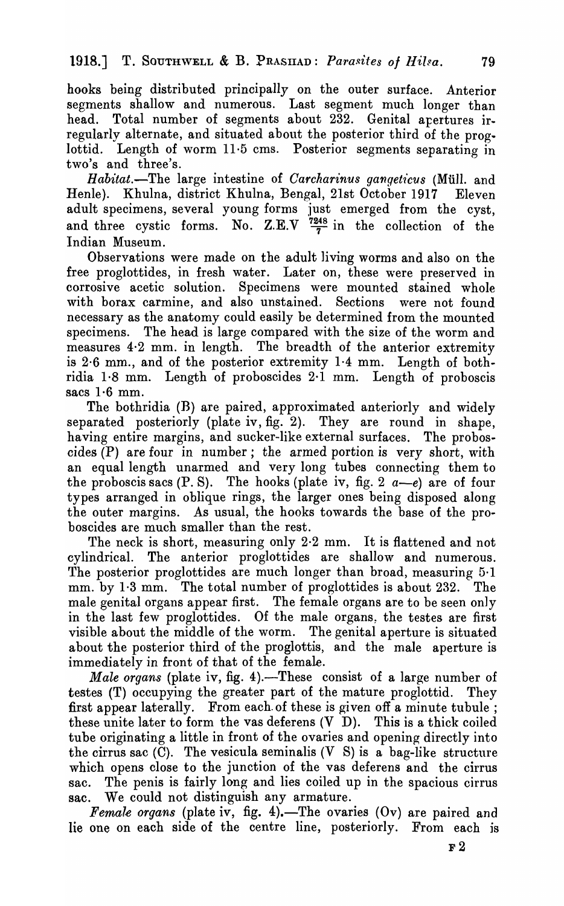hooks being distributed principally on the outer surface. Anterior segments shallow and numerous. Last segment much longer than head. Total number of segments about 232. Genital apertures irregularly alternate, and situated about the posterior third of the proglottid. Length of worm 11·5 cms. Posterior segments separating in two's and three's.

*Habitat.*—The large intestine of *Carcharinus gangeticus* (Müll. and Henle). Khulna, district Khulna, Bengal, 21st October 1917 Eleven adult specimens, several young forms just emerged from the cyst, and three cystic forms. No. Z.E.V $\frac{7248}{7}$ in the collection of the Indian Museum.

Observations were made on the adult living worms and also on the free proglottides, in fresh water. Later on, these were preserved in corrosive acetic solution. Specimens were mounted stained whole with borax carmine, and also unstained. Sections were not found necessary as the anatomy could easily be determined from the mounted specimens. The head is large compared with the size of the worm and measures 4·2 mm. in length. The breadth of the anterior extremity is 2·6 mm., and of the posterior extremity 1·4 mm. Length of bothridia 1·8 mm. Length of proboscides 2·1 mm. Length of proboscis sacs 1·6 mm.

The bothridia (B) are paired, approximated anteriorly and widely separated posteriorly (plate iv, fig. 2). They are round in shape, having entire margins, and sucker-like external surfaces. The proboscides (P) are four in number; the armed portion is very short, with an equal length unarmed and very long tubes connecting them to the proboscis sacs (P. S). The hooks (plate iv, fig. 2 *a*—*e*) are of four types arranged in oblique rings, the larger ones being disposed along the outer margins. As usual, the hooks towards the base of the proboscides are much smaller than the rest.

The neck is short, measuring only 2·2 mm. It is flattened and not cylindrical. The anterior proglottides are shallow and numerous. The posterior proglottides are much longer than broad, measuring 5·1 mm. by 1·3 mm. The total number of proglottides is about 232. The male genital organs appear first. The female organs are to be seen only in the last few proglottides. Of the male organs, the testes are first visible about the middle of the worm. The genital aperture is situated about the posterior third of the proglottis, and the male aperture is immediately in front of that of the female.

*Male organs* (plate iv, fig. 4).—These consist of a large number of testes (T) occupying the greater part of the mature proglottid. They first appear laterally. From each of these is given off a minute tubule; these unite later to form the vas deferens (V D). This is a thick coiled tube originating a little in front of the ovaries and opening directly into the cirrus sac (C). The vesicula seminalis (V S) is a bag-like structure which opens close to the junction of the vas deferens and the cirrus sac. The penis is fairly long and lies coiled up in the spacious cirrus sac. We could not distinguish any armature.

*Female organs* (plate iv, fig. 4).—The ovaries (Ov) are paired and lie one on each side of the centre line, posteriorly. From each is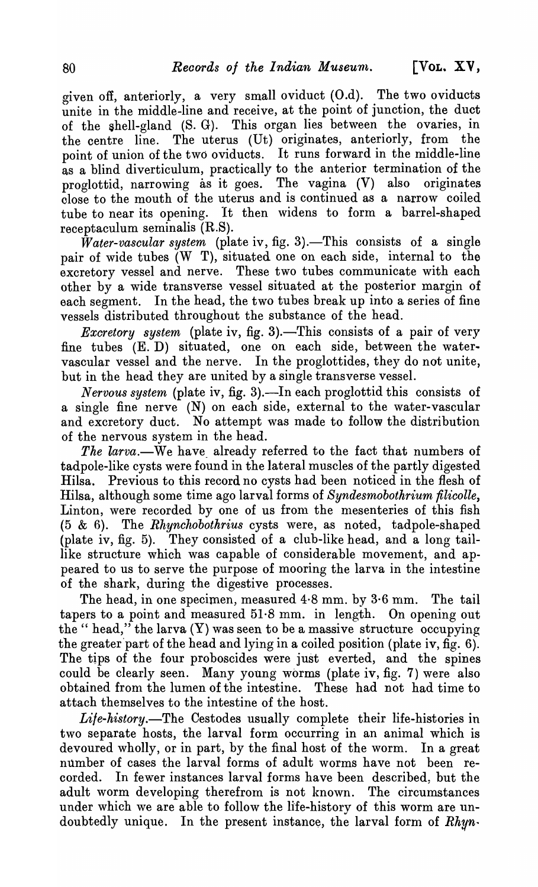given off, anteriorly, a very small oviduct (O.d). The two oviducts unite in the middle-line and receive, at the point of junction, the duct of the shell-gland (S. G). This organ lies between the ovaries, in the centre line. The uterus (Ut) originates, anteriorly, from the point of union of the two oviducts. It runs forward in the middle-line as a blind diverticulum, practically to the anterior termination of the proglottid, narrowing as it goes. The vagina (V) also originates close to the mouth of the uterus and is continued as a narrow coiled tube to near its opening. It then widens to form a barrel-shaped receptaculum seminalis (R.S).

*Water-vascular system* (plate iv, fig. 3).—This consists of a single pair of wide tubes (W T), situated one on each side, internal to the excretory vessel and nerve. These two tubes communicate with each other by a wide transverse vessel situated at the posterior margin of each segment. In the head, the two tubes break up into a series of fine vessels distributed throughout the substance of the head.

*Excretory system* (plate iv, fig. 3).—This consists of a pair of very fine tubes (E. D) situated, one on each side, between the water-vascular vessel and the nerve. In the proglottides, they do not unite, but in the head they are united by a single transverse vessel.

*Nervous system* (plate iv, fig. 3).—In each proglottid this consists of a single fine nerve (N) on each side, external to the water-vascular and excretory duct. No attempt was made to follow the distribution of the nervous system in the head.

*The larva.*—We have already referred to the fact that numbers of tadpole-like cysts were found in the lateral muscles of the partly digested Hilsa. Previous to this record no cysts had been noticed in the flesh of Hilsa, although some time ago larval forms of *Syndesmobothrium filicolle*, Linton, were recorded by one of us from the mesenteries of this fish (5 & 6). The *Rhynchobothrius* cysts were, as noted, tadpole-shaped (plate iv, fig. 5). They consisted of a club-like head, and a long tail-like structure which was capable of considerable movement, and appeared to us to serve the purpose of mooring the larva in the intestine of the shark, during the digestive processes.

The head, in one specimen, measured 4·8 mm. by 3·6 mm. The tail tapers to a point and measured 51·8 mm. in length. On opening out the "head," the larva (Y) was seen to be a massive structure occupying the greater part of the head and lying in a coiled position (plate iv, fig. 6). The tips of the four proboscides were just everted, and the spines could be clearly seen. Many young worms (plate iv, fig. 7) were also obtained from the lumen of the intestine. These had not had time to attach themselves to the intestine of the host.

*Life-history.*—The Cestodes usually complete their life-histories in two separate hosts, the larval form occurring in an animal which is devoured wholly, or in part, by the final host of the worm. In a great number of cases the larval forms of adult worms have not been recorded. In fewer instances larval forms have been described, but the adult worm developing therefrom is not known. The circumstances under which we are able to follow the life-history of this worm are undoubtedly unique. In the present instance, the larval form of *Rhyn-*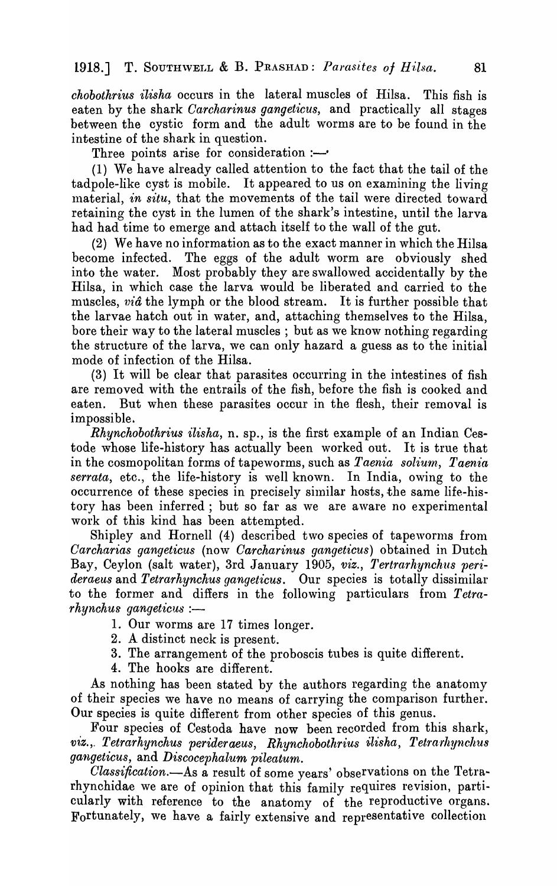*chobothrius ilisha* occurs in the lateral muscles of Hilsa. This fish is eaten by the shark *Carcharinus gangeticus*, and practically all stages between the cystic form and the adult worms are to be found in the intestine of the shark in question.

Three points arise for consideration :—

(1) We have already called attention to the fact that the tail of the tadpole-like cyst is mobile. It appeared to us on examining the living material, *in situ*, that the movements of the tail were directed toward retaining the cyst in the lumen of the shark's intestine, until the larva had had time to emerge and attach itself to the wall of the gut.

(2) We have no information as to the exact manner in which the Hilsa become infected. The eggs of the adult worm are obviously shed into the water. Most probably they are swallowed accidentally by the Hilsa, in which case the larva would be liberated and carried to the muscles, *viâ* the lymph or the blood stream. It is further possible that the larvae hatch out in water, and, attaching themselves to the Hilsa, bore their way to the lateral muscles ; but as we know nothing regarding the structure of the larva, we can only hazard a guess as to the initial mode of infection of the Hilsa.

(3) It will be clear that parasites occurring in the intestines of fish are removed with the entrails of the fish, before the fish is cooked and eaten. But when these parasites occur in the flesh, their removal is impossible.

*Rhynchobothrius ilisha*, n. sp., is the first example of an Indian Cestode whose life-history has actually been worked out. It is true that in the cosmopolitan forms of tapeworms, such as *Taenia solium*, *Taenia serrata*, etc., the life-history is well known. In India, owing to the occurrence of these species in precisely similar hosts, the same life-history has been inferred ; but so far as we are aware no experimental work of this kind has been attempted.

Shipley and Hornell (4) described two species of tapeworms from *Carcharias gangeticus* (now *Carcharinus gangeticus*) obtained in Dutch Bay, Ceylon (salt water), 3rd January 1905, *viz.*, *Tertrarhynchus perideraeus* and *Tetrarhynchus gangeticus*. Our species is totally dissimilar to the former and differs in the following particulars from *Tetrarhynchus gangeticus* :—

1. Our worms are 17 times longer.
2. A distinct neck is present.
3. The arrangement of the proboscis tubes is quite different.
4. The hooks are different.

As nothing has been stated by the authors regarding the anatomy of their species we have no means of carrying the comparison further. Our species is quite different from other species of this genus.

Four species of Cestoda have now been recorded from this shark, *viz.*, *Tetrarhynchus perideraeus*, *Rhynchobothrius ilisha*, *Tetrarhynchus gangeticus*, and *Discocephalum pileatum*.

*Classification.*—As a result of some years' observations on the Tetrarhynchidae we are of opinion that this family requires revision, particularly with reference to the anatomy of the reproductive organs. Fortunately, we have a fairly extensive and representative collection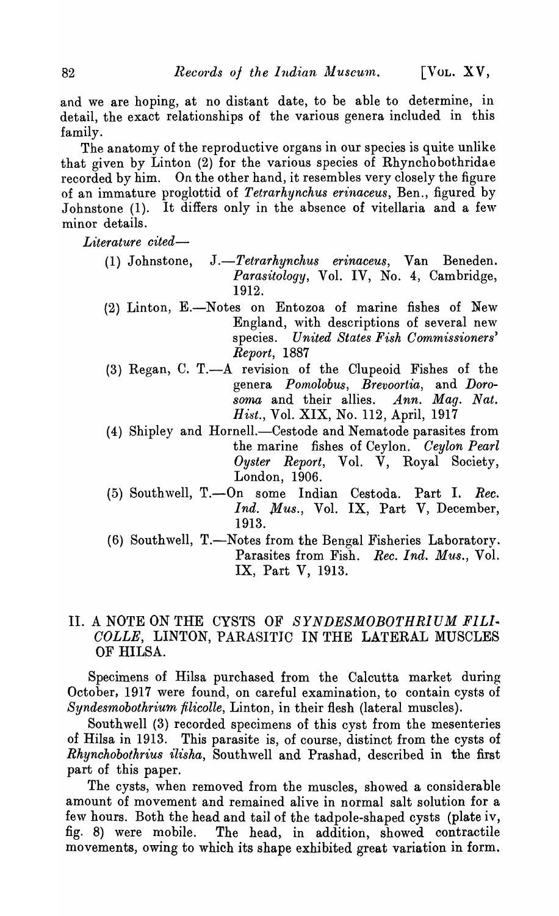and we are hoping, at no distant date, to be able to determine, in detail, the exact relationships of the various genera included in this family.

The anatomy of the reproductive organs in our species is quite unlike that given by Linton (2) for the various species of Rhynchobothridae recorded by him. On the other hand, it resembles very closely the figure of an immature proglottid of *Tetrarhynchus erinaceus*, Ben., figured by Johnstone (1). It differs only in the absence of vitellaria and a few minor details.

*Literature cited*—

(1) Johnstone, J.—*Tetrarhynchus erinaceus*, Van Beneden. *Parasitology*, Vol. IV, No. 4, Cambridge, 1912.

(2) Linton, E.—Notes on Entozoa of marine fishes of New England, with descriptions of several new species. *United States Fish Commissioners' Report*, 1887

(3) Regan, C. T.—A revision of the Clupeoid Fishes of the genera *Pomolobus*, *Brevoortia*, and *Dorosoma* and their allies. *Ann. Mag. Nat. Hist.*, Vol. XIX, No. 112, April, 1917

(4) Shipley and Hornell.—Cestode and Nematode parasites from the marine fishes of Ceylon. *Ceylon Pearl Oyster Report*, Vol. V, Royal Society, London, 1906.

(5) Southwell, T.—On some Indian Cestoda. Part I. *Rec. Ind. Mus.*, Vol. IX, Part V, December, 1913.

(6) Southwell, T.—Notes from the Bengal Fisheries Laboratory. Parasites from Fish. *Rec. Ind. Mus.*, Vol. IX, Part V, 1913.

## II. A NOTE ON THE CYSTS OF *SYNDESMOBOTHRIUM FILICOLLE*, LINTON, PARASITIC IN THE LATERAL MUSCLES OF HILSA.

Specimens of Hilsa purchased from the Calcutta market during October, 1917 were found, on careful examination, to contain cysts of *Syndesmobothrium filicolle*, Linton, in their flesh (lateral muscles).

Southwell (3) recorded specimens of this cyst from the mesenteries of Hilsa in 1913. This parasite is, of course, distinct from the cysts of *Rhynchobothrius ilisha*, Southwell and Prashad, described in the first part of this paper.

The cysts, when removed from the muscles, showed a considerable amount of movement and remained alive in normal salt solution for a few hours. Both the head and tail of the tadpole-shaped cysts (plate iv, fig. 8) were mobile. The head, in addition, showed contractile movements, owing to which its shape exhibited great variation in form.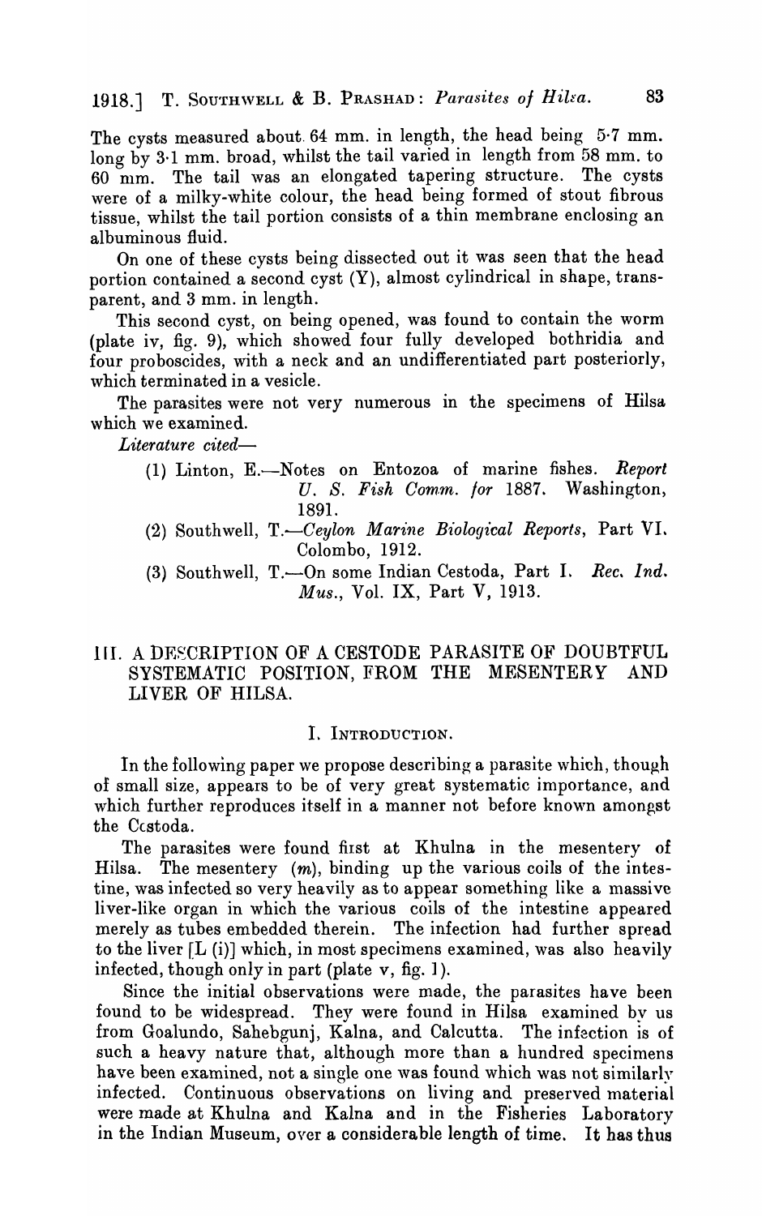The cysts measured about 64 mm. in length, the head being 5·7 mm. long by 3·1 mm. broad, whilst the tail varied in length from 58 mm. to 60 mm. The tail was an elongated tapering structure. The cysts were of a milky-white colour, the head being formed of stout fibrous tissue, whilst the tail portion consists of a thin membrane enclosing an albuminous fluid.

On one of these cysts being dissected out it was seen that the head portion contained a second cyst (Y), almost cylindrical in shape, transparent, and 3 mm. in length.

This second cyst, on being opened, was found to contain the worm (plate iv, fig. 9), which showed four fully developed bothridia and four proboscides, with a neck and an undifferentiated part posteriorly, which terminated in a vesicle.

The parasites were not very numerous in the specimens of Hilsa which we examined.

*Literature cited*—

(1) Linton, E.—Notes on Entozoa of marine fishes. *Report U. S. Fish Comm. for* 1887. Washington, 1891.

(2) Southwell, T.—*Ceylon Marine Biological Reports*, Part VI. Colombo, 1912.

(3) Southwell, T.—On some Indian Cestoda, Part I. *Rec. Ind. Mus.*, Vol. IX, Part V, 1913.

## III. A DESCRIPTION OF A CESTODE PARASITE OF DOUBTFUL SYSTEMATIC POSITION, FROM THE MESENTERY AND LIVER OF HILSA.

### I. Introduction.

In the following paper we propose describing a parasite which, though of small size, appears to be of very great systematic importance, and which further reproduces itself in a manner not before known amongst the Cestoda.

The parasites were found first at Khulna in the mesentery of Hilsa. The mesentery (*m*), binding up the various coils of the intestine, was infected so very heavily as to appear something like a massive liver-like organ in which the various coils of the intestine appeared merely as tubes embedded therein. The infection had further spread to the liver [L (i)] which, in most specimens examined, was also heavily infected, though only in part (plate v, fig. 1).

Since the initial observations were made, the parasites have been found to be widespread. They were found in Hilsa examined by us from Goalundo, Sahebgunj, Kalna, and Calcutta. The infection is of such a heavy nature that, although more than a hundred specimens have been examined, not a single one was found which was not similarly infected. Continuous observations on living and preserved material were made at Khulna and Kalna and in the Fisheries Laboratory in the Indian Museum, over a considerable length of time. It has thus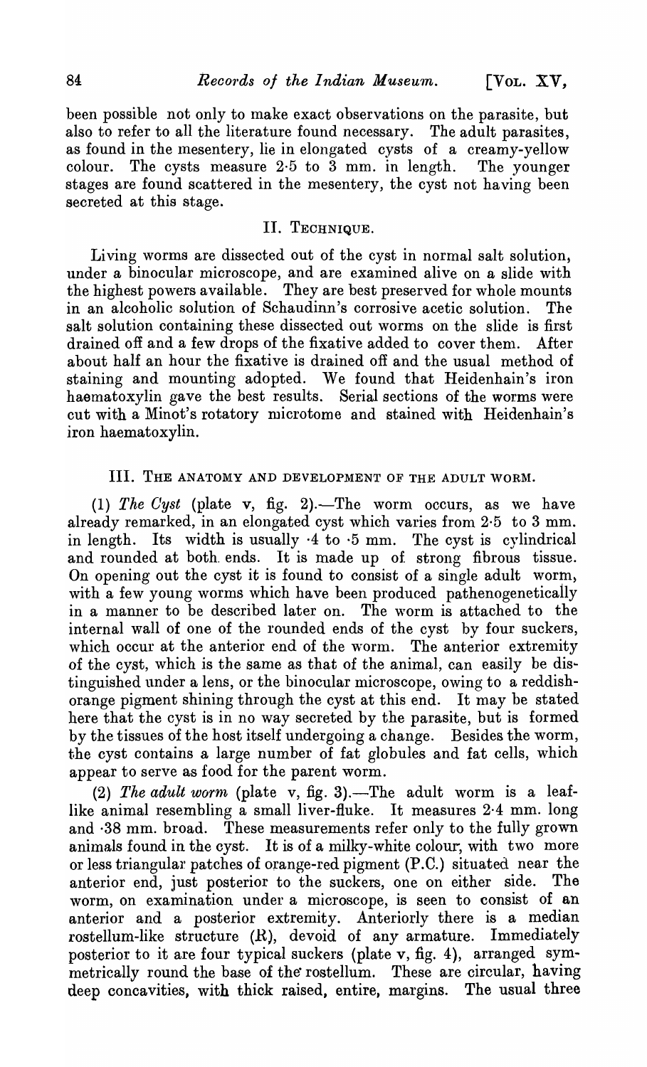been possible not only to make exact observations on the parasite, but also to refer to all the literature found necessary. The adult parasites, as found in the mesentery, lie in elongated cysts of a creamy-yellow colour. The cysts measure 2·5 to 3 mm. in length. The younger stages are found scattered in the mesentery, the cyst not having been secreted at this stage.

## II. Technique.

Living worms are dissected out of the cyst in normal salt solution, under a binocular microscope, and are examined alive on a slide with the highest powers available. They are best preserved for whole mounts in an alcoholic solution of Schaudinn's corrosive acetic solution. The salt solution containing these dissected out worms on the slide is first drained off and a few drops of the fixative added to cover them. After about half an hour the fixative is drained off and the usual method of staining and mounting adopted. We found that Heidenhain's iron haematoxylin gave the best results. Serial sections of the worms were cut with a Minot's rotatory microtome and stained with Heidenhain's iron haematoxylin.

## III. The anatomy and development of the adult worm.

(1) *The Cyst* (plate v, fig. 2).—The worm occurs, as we have already remarked, in an elongated cyst which varies from 2·5 to 3 mm. in length. Its width is usually ·4 to ·5 mm. The cyst is cylindrical and rounded at both ends. It is made up of strong fibrous tissue. On opening out the cyst it is found to consist of a single adult worm, with a few young worms which have been produced pathenogenetically in a manner to be described later on. The worm is attached to the internal wall of one of the rounded ends of the cyst by four suckers, which occur at the anterior end of the worm. The anterior extremity of the cyst, which is the same as that of the animal, can easily be distinguished under a lens, or the binocular microscope, owing to a reddish-orange pigment shining through the cyst at this end. It may be stated here that the cyst is in no way secreted by the parasite, but is formed by the tissues of the host itself undergoing a change. Besides the worm, the cyst contains a large number of fat globules and fat cells, which appear to serve as food for the parent worm.

(2) *The adult worm* (plate v, fig. 3).—The adult worm is a leaf-like animal resembling a small liver-fluke. It measures 2·4 mm. long and ·38 mm. broad. These measurements refer only to the fully grown animals found in the cyst. It is of a milky-white colour, with two more or less triangular patches of orange-red pigment (P.C.) situated near the anterior end, just posterior to the suckers, one on either side. The worm, on examination under a microscope, is seen to consist of an anterior and a posterior extremity. Anteriorly there is a median rostellum-like structure (R), devoid of any armature. Immediately posterior to it are four typical suckers (plate v, fig. 4), arranged symmetrically round the base of the rostellum. These are circular, having deep concavities, with thick raised, entire, margins. The usual three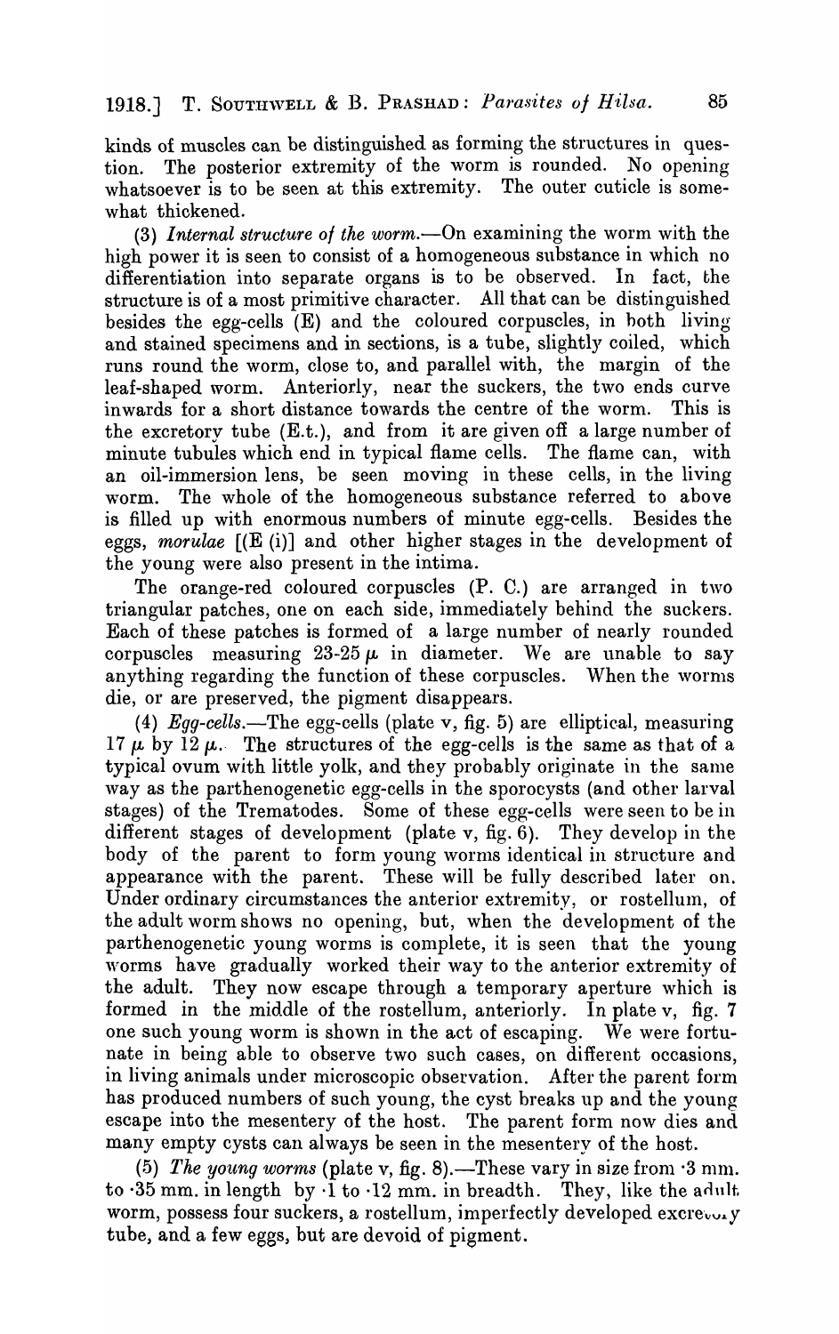kinds of muscles can be distinguished as forming the structures in question. The posterior extremity of the worm is rounded. No opening whatsoever is to be seen at this extremity. The outer cuticle is somewhat thickened.

(3) *Internal structure of the worm.*—On examining the worm with the high power it is seen to consist of a homogeneous substance in which no differentiation into separate organs is to be observed. In fact, the structure is of a most primitive character. All that can be distinguished besides the egg-cells (E) and the coloured corpuscles, in both living and stained specimens and in sections, is a tube, slightly coiled, which runs round the worm, close to, and parallel with, the margin of the leaf-shaped worm. Anteriorly, near the suckers, the two ends curve inwards for a short distance towards the centre of the worm. This is the excretory tube (E.t.), and from it are given off a large number of minute tubules which end in typical flame cells. The flame can, with an oil-immersion lens, be seen moving in these cells, in the living worm. The whole of the homogeneous substance referred to above is filled up with enormous numbers of minute egg-cells. Besides the eggs, *morulae* [(E (i)] and other higher stages in the development of the young were also present in the intima.

The orange-red coloured corpuscles (P. C.) are arranged in two triangular patches, one on each side, immediately behind the suckers. Each of these patches is formed of a large number of nearly rounded corpuscles measuring 23-25 $\mu$ in diameter. We are unable to say anything regarding the function of these corpuscles. When the worms die, or are preserved, the pigment disappears.

(4) *Egg-cells.*—The egg-cells (plate v, fig. 5) are elliptical, measuring 17 $\mu$ by 12 $\mu$. The structures of the egg-cells is the same as that of a typical ovum with little yolk, and they probably originate in the same way as the parthenogenetic egg-cells in the sporocysts (and other larval stages) of the Trematodes. Some of these egg-cells were seen to be in different stages of development (plate v, fig. 6). They develop in the body of the parent to form young worms identical in structure and appearance with the parent. These will be fully described later on. Under ordinary circumstances the anterior extremity, or rostellum, of the adult worm shows no opening, but, when the development of the parthenogenetic young worms is complete, it is seen that the young worms have gradually worked their way to the anterior extremity of the adult. They now escape through a temporary aperture which is formed in the middle of the rostellum, anteriorly. In plate v, fig. 7 one such young worm is shown in the act of escaping. We were fortunate in being able to observe two such cases, on different occasions, in living animals under microscopic observation. After the parent form has produced numbers of such young, the cyst breaks up and the young escape into the mesentery of the host. The parent form now dies and many empty cysts can always be seen in the mesentery of the host.

(5) *The young worms* (plate v, fig. 8).—These vary in size from ·3 mm. to ·35 mm. in length by ·1 to ·12 mm. in breadth. They, like the adult worm, possess four suckers, a rostellum, imperfectly developed excretory tube, and a few eggs, but are devoid of pigment.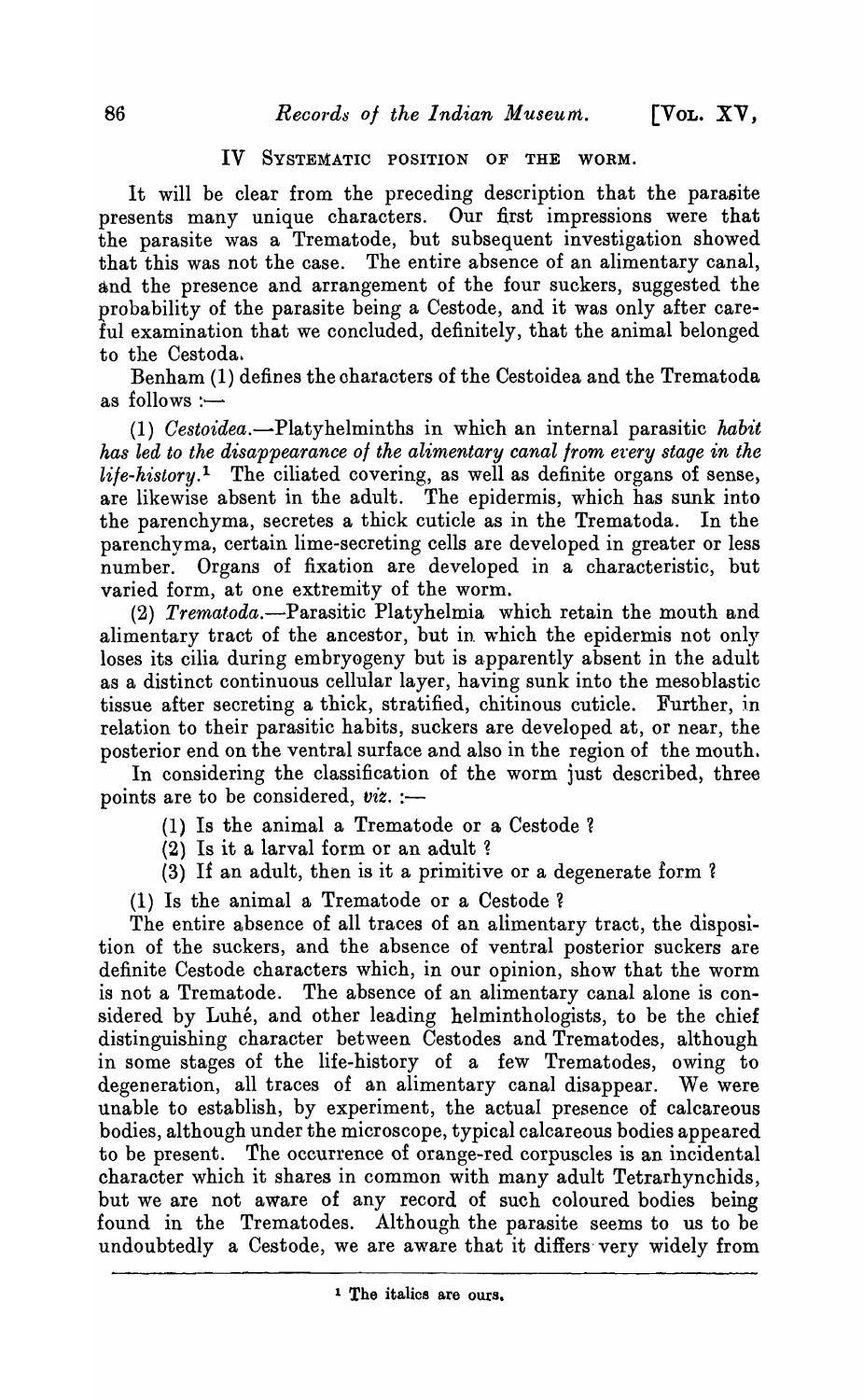## IV Systematic position of the worm.

It will be clear from the preceding description that the parasite presents many unique characters. Our first impressions were that the parasite was a Trematode, but subsequent investigation showed that this was not the case. The entire absence of an alimentary canal, and the presence and arrangement of the four suckers, suggested the probability of the parasite being a Cestode, and it was only after careful examination that we concluded, definitely, that the animal belonged to the Cestoda.

Benham (1) defines the characters of the Cestoidea and the Trematoda as follows :—

(1) *Cestoidea.*—Platyhelminths in which an internal parasitic *habit has led to the disappearance of the alimentary canal from every stage in the life-history.*[1] The ciliated covering, as well as definite organs of sense, are likewise absent in the adult. The epidermis, which has sunk into the parenchyma, secretes a thick cuticle as in the Trematoda. In the parenchyma, certain lime-secreting cells are developed in greater or less number. Organs of fixation are developed in a characteristic, but varied form, at one extremity of the worm.

(2) *Trematoda.*—Parasitic Platyhelmia which retain the mouth and alimentary tract of the ancestor, but in which the epidermis not only loses its cilia during embryogeny but is apparently absent in the adult as a distinct continuous cellular layer, having sunk into the mesoblastic tissue after secreting a thick, stratified, chitinous cuticle. Further, in relation to their parasitic habits, suckers are developed at, or near, the posterior end on the ventral surface and also in the region of the mouth.

In considering the classification of the worm just described, three points are to be considered, *viz.* :—

(1) Is the animal a Trematode or a Cestode ?
(2) Is it a larval form or an adult ?
(3) If an adult, then is it a primitive or a degenerate form ?

(1) Is the animal a Trematode or a Cestode ?

The entire absence of all traces of an alimentary tract, the disposition of the suckers, and the absence of ventral posterior suckers are definite Cestode characters which, in our opinion, show that the worm is not a Trematode. The absence of an alimentary canal alone is considered by Luhé, and other leading helminthologists, to be the chief distinguishing character between Cestodes and Trematodes, although in some stages of the life-history of a few Trematodes, owing to degeneration, all traces of an alimentary canal disappear. We were unable to establish, by experiment, the actual presence of calcareous bodies, although under the microscope, typical calcareous bodies appeared to be present. The occurrence of orange-red corpuscles is an incidental character which it shares in common with many adult Tetrarhynchids, but we are not aware of any record of such coloured bodies being found in the Trematodes. Although the parasite seems to us to be undoubtedly a Cestode, we are aware that it differs very widely from

---

[1] The italics are ours.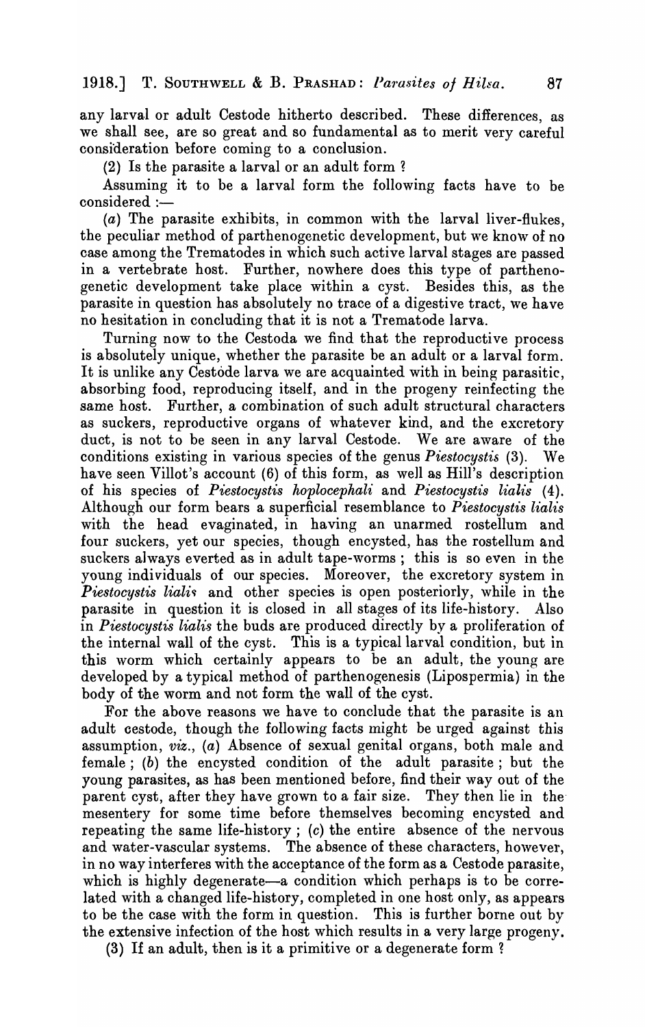any larval or adult Cestode hitherto described. These differences, as we shall see, are so great and so fundamental as to merit very careful consideration before coming to a conclusion.

(2) Is the parasite a larval or an adult form ?

Assuming it to be a larval form the following facts have to be considered :—

(*a*) The parasite exhibits, in common with the larval liver-flukes, the peculiar method of parthenogenetic development, but we know of no case among the Trematodes in which such active larval stages are passed in a vertebrate host. Further, nowhere does this type of parthenogenetic development take place within a cyst. Besides this, as the parasite in question has absolutely no trace of a digestive tract, we have no hesitation in concluding that it is not a Trematode larva.

Turning now to the Cestoda we find that the reproductive process is absolutely unique, whether the parasite be an adult or a larval form. It is unlike any Cestode larva we are acquainted with in being parasitic, absorbing food, reproducing itself, and in the progeny reinfecting the same host. Further, a combination of such adult structural characters as suckers, reproductive organs of whatever kind, and the excretory duct, is not to be seen in any larval Cestode. We are aware of the conditions existing in various species of the genus *Piestocystis* (3). We have seen Villot's account (6) of this form, as well as Hill's description of his species of *Piestocystis hoplocephali* and *Piestocystis lialis* (4). Although our form bears a superficial resemblance to *Piestocystis lialis* with the head evaginated, in having an unarmed rostellum and four suckers, yet our species, though encysted, has the rostellum and suckers always everted as in adult tape-worms ; this is so even in the young individuals of our species. Moreover, the excretory system in *Piestocystis lialis* and other species is open posteriorly, while in the parasite in question it is closed in all stages of its life-history. Also in *Piestocystis lialis* the buds are produced directly by a proliferation of the internal wall of the cyst. This is a typical larval condition, but in this worm which certainly appears to be an adult, the young are developed by a typical method of parthenogenesis (Lipospermia) in the body of the worm and not form the wall of the cyst.

For the above reasons we have to conclude that the parasite is an adult cestode, though the following facts might be urged against this assumption, *viz.*, (*a*) Absence of sexual genital organs, both male and female ; (*b*) the encysted condition of the adult parasite ; but the young parasites, as has been mentioned before, find their way out of the parent cyst, after they have grown to a fair size. They then lie in the mesentery for some time before themselves becoming encysted and repeating the same life-history ; (*c*) the entire absence of the nervous and water-vascular systems. The absence of these characters, however, in no way interferes with the acceptance of the form as a Cestode parasite, which is highly degenerate—a condition which perhaps is to be correlated with a changed life-history, completed in one host only, as appears to be the case with the form in question. This is further borne out by the extensive infection of the host which results in a very large progeny.

(3) If an adult, then is it a primitive or a degenerate form ?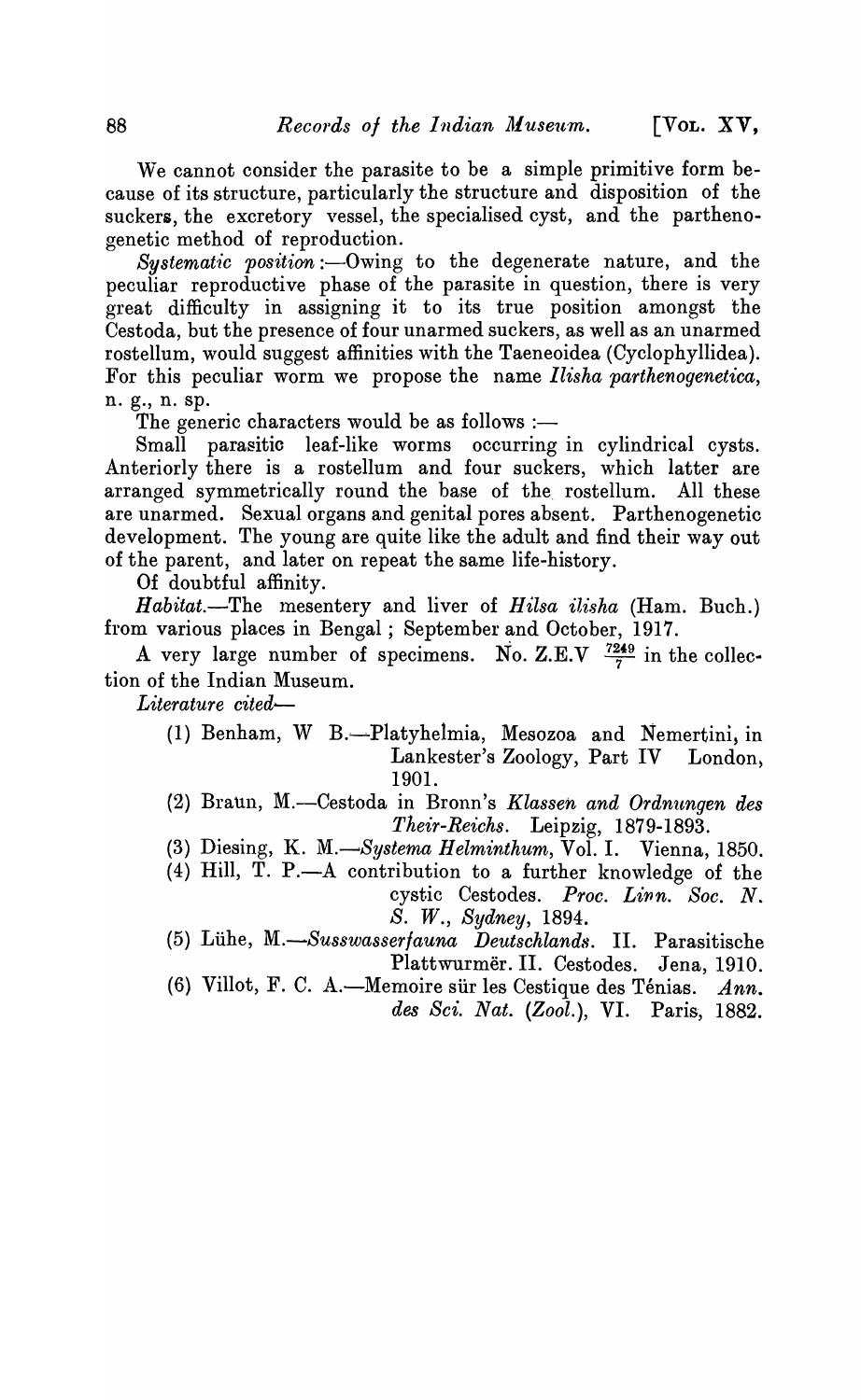We cannot consider the parasite to be a simple primitive form because of its structure, particularly the structure and disposition of the suckers, the excretory vessel, the specialised cyst, and the parthenogenetic method of reproduction.

*Systematic position*:—Owing to the degenerate nature, and the peculiar reproductive phase of the parasite in question, there is very great difficulty in assigning it to its true position amongst the Cestoda, but the presence of four unarmed suckers, as well as an unarmed rostellum, would suggest affinities with the Taeneoidea (Cyclophyllidea). For this peculiar worm we propose the name *Ilisha parthenogenetica*, n. g., n. sp.

The generic characters would be as follows :—

Small parasitic leaf-like worms occurring in cylindrical cysts. Anteriorly there is a rostellum and four suckers, which latter are arranged symmetrically round the base of the rostellum. All these are unarmed. Sexual organs and genital pores absent. Parthenogenetic development. The young are quite like the adult and find their way out of the parent, and later on repeat the same life-history.

Of doubtful affinity.

*Habitat*.—The mesentery and liver of *Hilsa ilisha* (Ham. Buch.) from various places in Bengal ; September and October, 1917.

A very large number of specimens. No. Z.E.V $\frac{7249}{7}$ in the collection of the Indian Museum.

*Literature cited*—

(1) Benham, W B.—Platyhelmia, Mesozoa and Nemertini, in Lankester's Zoology, Part IV London, 1901.

(2) Braun, M.—Cestoda in Bronn's *Klassen and Ordnungen des Their-Reichs*. Leipzig, 1879-1893.

(3) Diesing, K. M.—*Systema Helminthum*, Vol. I. Vienna, 1850.

(4) Hill, T. P.—A contribution to a further knowledge of the cystic Cestodes. *Proc. Linn. Soc. N. S. W., Sydney*, 1894.

(5) Lühe, M.—*Susswasserfauna Deutschlands*. II. Parasitische Plattwurmër. II. Cestodes. Jena, 1910.

(6) Villot, F. C. A.—Memoire sür les Cestique des Ténias. *Ann. des Sci. Nat. (Zool.)*, VI. Paris, 1882.